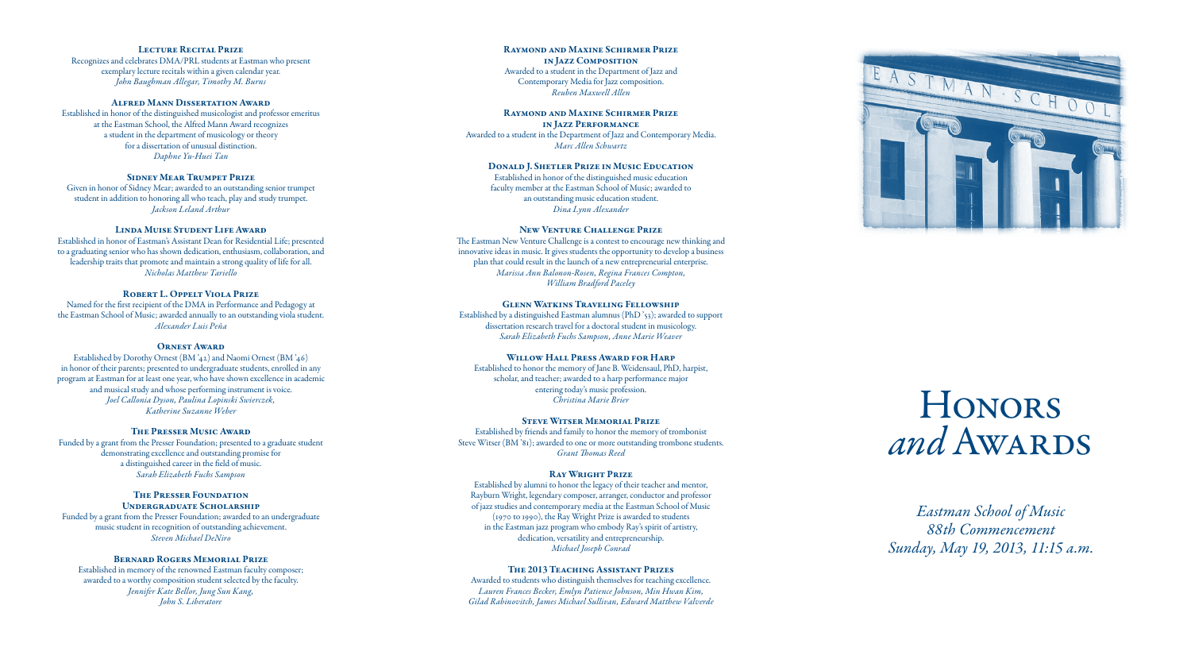### Lecture Recital Prize

Recognizes and celebrates DMA/PRL students at Eastman who present exemplary lecture recitals within a given calendar year.
*John Baughman Allegar, Timothy M. Burns*

### Alfred Mann Dissertation Award

Established in honor of the distinguished musicologist and professor emeritus at the Eastman School, the Alfred Mann Award recognizes a student in the department of musicology or theory for a dissertation of unusual distinction.
*Daphne Yu-Huei Tan*

### Sidney Mear Trumpet Prize

Given in honor of Sidney Mear; awarded to an outstanding senior trumpet student in addition to honoring all who teach, play and study trumpet.
*Jackson Leland Arthur*

### Linda Muise Student Life Award

Established in honor of Eastman's Assistant Dean for Residential Life; presented to a graduating senior who has shown dedication, enthusiasm, collaboration, and leadership traits that promote and maintain a strong quality of life for all.
*Nicholas Matthew Tariello*

### Robert L. Oppelt Viola Prize

Named for the first recipient of the DMA in Performance and Pedagogy at the Eastman School of Music; awarded annually to an outstanding viola student.
*Alexander Luis Peña*

### Ornest Award

Established by Dorothy Ornest (BM '42) and Naomi Ornest (BM '46) in honor of their parents; presented to undergraduate students, enrolled in any program at Eastman for at least one year, who have shown excellence in academic and musical study and whose performing instrument is voice.
*Joel Callonia Dyson, Paulina Lopinski Swierczek, Katherine Suzanne Weber*

### The Presser Music Award

Funded by a grant from the Presser Foundation; presented to a graduate student demonstrating excellence and outstanding promise for a distinguished career in the field of music.
*Sarah Elizabeth Fuchs Sampson*

### The Presser Foundation Undergraduate Scholarship

Funded by a grant from the Presser Foundation; awarded to an undergraduate music student in recognition of outstanding achievement.
*Steven Michael DeNiro*

### Bernard Rogers Memorial Prize

Established in memory of the renowned Eastman faculty composer; awarded to a worthy composition student selected by the faculty.
*Jennifer Kate Bellor, Jung Sun Kang, John S. Liberatore*

### Raymond and Maxine Schirmer Prize in Jazz Composition

Awarded to a student in the Department of Jazz and Contemporary Media for Jazz composition.
*Reuben Maxwell Allen*

### Raymond and Maxine Schirmer Prize in Jazz Performance

Awarded to a student in the Department of Jazz and Contemporary Media.
*Marc Allen Schwartz*

### Donald J. Shetler Prize in Music Education

Established in honor of the distinguished music education faculty member at the Eastman School of Music; awarded to an outstanding music education student.
*Dina Lynn Alexander*

### New Venture Challenge Prize

The Eastman New Venture Challenge is a contest to encourage new thinking and innovative ideas in music. It gives students the opportunity to develop a business plan that could result in the launch of a new entrepreneurial enterprise.
*Marissa Ann Balonon-Rosen, Regina Frances Compton, William Bradford Paceley*

### Glenn Watkins Traveling Fellowship

Established by a distinguished Eastman alumnus (PhD '53); awarded to support dissertation research travel for a doctoral student in musicology.
*Sarah Elizabeth Fuchs Sampson, Anne Marie Weaver*

### Willow Hall Press Award for Harp

Established to honor the memory of Jane B. Weidensaul, PhD, harpist, scholar, and teacher; awarded to a harp performance major entering today's music profession.
*Christina Marie Brier*

### Steve Witser Memorial Prize

Established by friends and family to honor the memory of trombonist Steve Witser (BM '81); awarded to one or more outstanding trombone students.
*Grant Thomas Reed*

### Ray Wright Prize

Established by alumni to honor the legacy of their teacher and mentor, Rayburn Wright, legendary composer, arranger, conductor and professor of jazz studies and contemporary media at the Eastman School of Music (1970 to 1990), the Ray Wright Prize is awarded to students in the Eastman jazz program who embody Ray's spirit of artistry, dedication, versatility and entrepreneurship.
*Michael Joseph Conrad*

### The 2013 Teaching Assistant Prizes

Awarded to students who distinguish themselves for teaching excellence.
*Lauren Frances Becker, Emlyn Patience Johnson, Min Hwan Kim, Gilad Rabinovitch, James Michael Sullivan, Edward Matthew Valverde*

# Honors *and* Awards

*Eastman School of Music*
*88th Commencement*
*Sunday, May 19, 2013, 11:15 a.m.*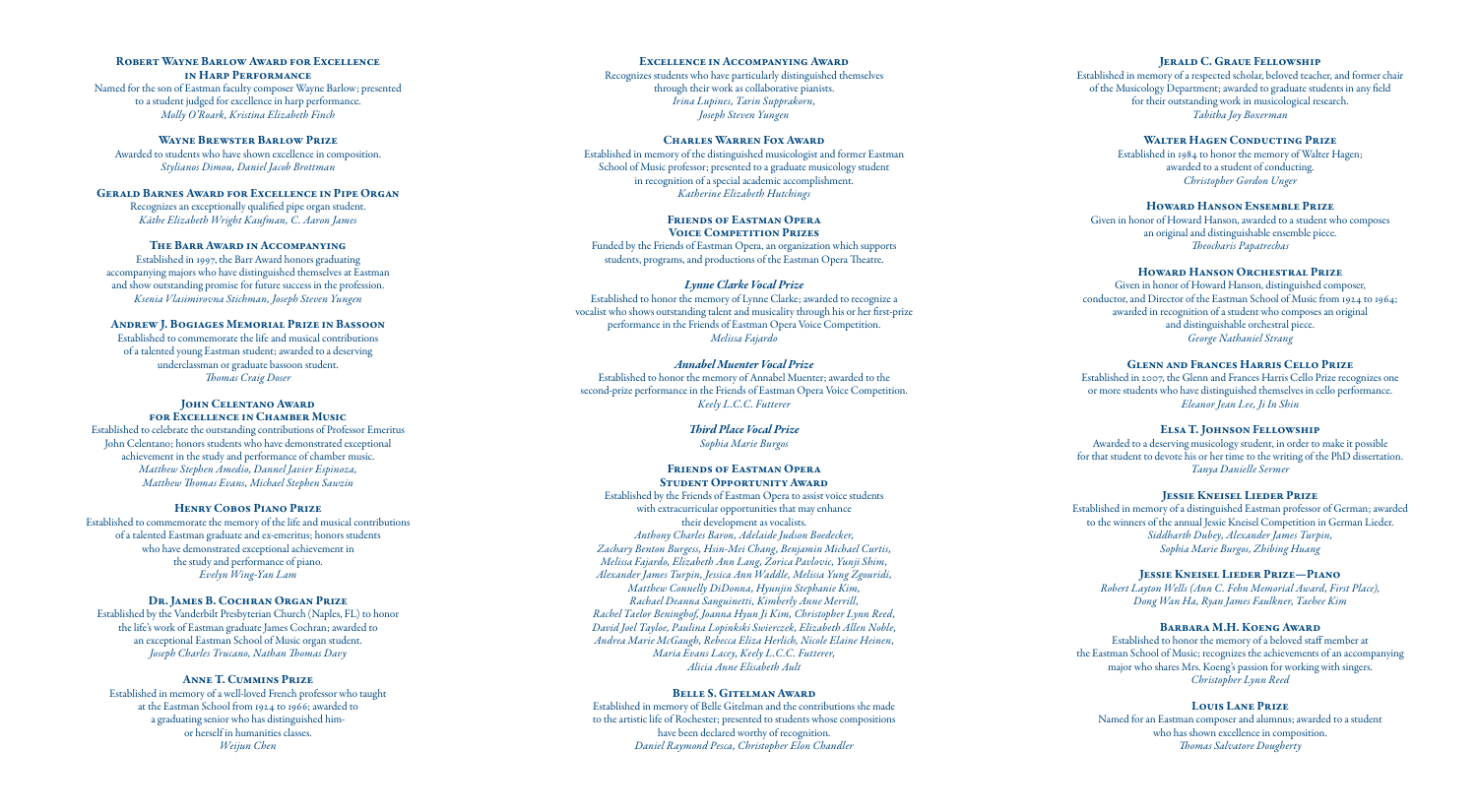### Robert Wayne Barlow Award for Excellence in Harp Performance

Named for the son of Eastman faculty composer Wayne Barlow; presented to a student judged for excellence in harp performance.
*Molly O'Roark, Kristina Elizabeth Finch*

### Wayne Brewster Barlow Prize

Awarded to students who have shown excellence in composition.
*Stylianos Dimou, Daniel Jacob Brottman*

### Gerald Barnes Award for Excellence in Pipe Organ

Recognizes an exceptionally qualified pipe organ student.
*Käthe Elizabeth Wright Kaufman, C. Aaron James*

### The Barr Award in Accompanying

Established in 1997, the Barr Award honors graduating accompanying majors who have distinguished themselves at Eastman and show outstanding promise for future success in the profession.
*Ksenia Vlasimirovna Stichman, Joseph Steven Yungen*

### Andrew J. Bogiages Memorial Prize in Bassoon

Established to commemorate the life and musical contributions of a talented young Eastman student; awarded to a deserving underclassman or graduate bassoon student.
*Thomas Craig Doser*

### John Celentano Award for Excellence in Chamber Music

Established to celebrate the outstanding contributions of Professor Emeritus John Celentano; honors students who have demonstrated exceptional achievement in the study and performance of chamber music.
*Matthew Stephen Amedio, Dannel Javier Espinoza, Matthew Thomas Evans, Michael Stephen Sawzin*

### Henry Cobos Piano Prize

Established to commemorate the memory of the life and musical contributions of a talented Eastman graduate and ex-emeritus; honors students who have demonstrated exceptional achievement in the study and performance of piano.
*Evelyn Wing-Yan Lam*

### Dr. James B. Cochran Organ Prize

Established by the Vanderbilt Presbyterian Church (Naples, FL) to honor the life's work of Eastman graduate James Cochran; awarded to an exceptional Eastman School of Music organ student.
*Joseph Charles Trucano, Nathan Thomas Davy*

### Anne T. Cummins Prize

Established in memory of a well-loved French professor who taught at the Eastman School from 1924 to 1966; awarded to a graduating senior who has distinguished him- or herself in humanities classes.
*Weijun Chen*

### Excellence in Accompanying Award

Recognizes students who have particularly distinguished themselves through their work as collaborative pianists.
*Irina Lupines, Tarin Supprakorn, Joseph Steven Yungen*

### Charles Warren Fox Award

Established in memory of the distinguished musicologist and former Eastman School of Music professor; presented to a graduate musicology student in recognition of a special academic accomplishment.
*Katherine Elizabeth Hutchings*

### Friends of Eastman Opera Voice Competition Prizes

Funded by the Friends of Eastman Opera, an organization which supports students, programs, and productions of the Eastman Opera Theatre.

#### *Lynne Clarke Vocal Prize*

Established to honor the memory of Lynne Clarke; awarded to recognize a vocalist who shows outstanding talent and musicality through his or her first-prize performance in the Friends of Eastman Opera Voice Competition.
*Melissa Fajardo*

#### *Annabel Muenter Vocal Prize*

Established to honor the memory of Annabel Muenter; awarded to the second-prize performance in the Friends of Eastman Opera Voice Competition.
*Keely L.C.C. Futterer*

#### *Third Place Vocal Prize*

*Sophia Marie Burgos*

### Friends of Eastman Opera Student Opportunity Award

Established by the Friends of Eastman Opera to assist voice students with extracurricular opportunities that may enhance their development as vocalists.
*Anthony Charles Baron, Adelaide Judson Boedecker, Zachary Benton Burgess, Hsin-Mei Chang, Benjamin Michael Curtis, Melissa Fajardo, Elizabeth Ann Lang, Zorica Pavlovic, Yunji Shim, Alexander James Turpin, Jessica Ann Waddle, Melissa Yung Zgouridi, Matthew Connelly DiDonna, Hyunjin Stephanie Kim, Rachael Deanna Sanguinetti, Kimberly Anne Merrill, Rachel Taelor Beninghof, Joanna Hyun Ji Kim, Christopher Lynn Reed, David Joel Tayloe, Paulina Lopinkski Swierczek, Elizabeth Allen Noble, Andrea Marie McGaugh, Rebecca Eliza Herlich, Nicole Elaine Heinen, Maria Evans Lacey, Keely L.C.C. Futterer, Alicia Anne Elisabeth Ault*

### Belle S. Gitelman Award

Established in memory of Belle Gitelman and the contributions she made to the artistic life of Rochester; presented to students whose compositions have been declared worthy of recognition.
*Daniel Raymond Pesca, Christopher Elon Chandler*

### Jerald C. Graue Fellowship

Established in memory of a respected scholar, beloved teacher, and former chair of the Musicology Department; awarded to graduate students in any field for their outstanding work in musicological research.
*Tabitha Joy Boxerman*

### Walter Hagen Conducting Prize

Established in 1984 to honor the memory of Walter Hagen; awarded to a student of conducting.
*Christopher Gordon Unger*

### Howard Hanson Ensemble Prize

Given in honor of Howard Hanson, awarded to a student who composes an original and distinguishable ensemble piece.
*Theocharis Papatrechas*

### Howard Hanson Orchestral Prize

Given in honor of Howard Hanson, distinguished composer, conductor, and Director of the Eastman School of Music from 1924 to 1964; awarded in recognition of a student who composes an original and distinguishable orchestral piece.
*George Nathaniel Strang*

### Glenn and Frances Harris Cello Prize

Established in 2007, the Glenn and Frances Harris Cello Prize recognizes one or more students who have distinguished themselves in cello performance.
*Eleanor Jean Lee, Ji In Shin*

### Elsa T. Johnson Fellowship

Awarded to a deserving musicology student, in order to make it possible for that student to devote his or her time to the writing of the PhD dissertation.
*Tanya Danielle Sermer*

### Jessie Kneisel Lieder Prize

Established in memory of a distinguished Eastman professor of German; awarded to the winners of the annual Jessie Kneisel Competition in German Lieder.
*Siddharth Dubey, Alexander James Turpin, Sophia Marie Burgos, Zhibing Huang*

### Jessie Kneisel Lieder Prize—Piano

*Robert Layton Wells (Ann C. Fehn Memorial Award, First Place), Dong Wan Ha, Ryan James Faulkner, Taehee Kim*

### Barbara M.H. Koeng Award

Established to honor the memory of a beloved staff member at the Eastman School of Music; recognizes the achievements of an accompanying major who shares Mrs. Koeng's passion for working with singers.
*Christopher Lynn Reed*

### Louis Lane Prize

Named for an Eastman composer and alumnus; awarded to a student who has shown excellence in composition.
*Thomas Salvatore Dougherty*